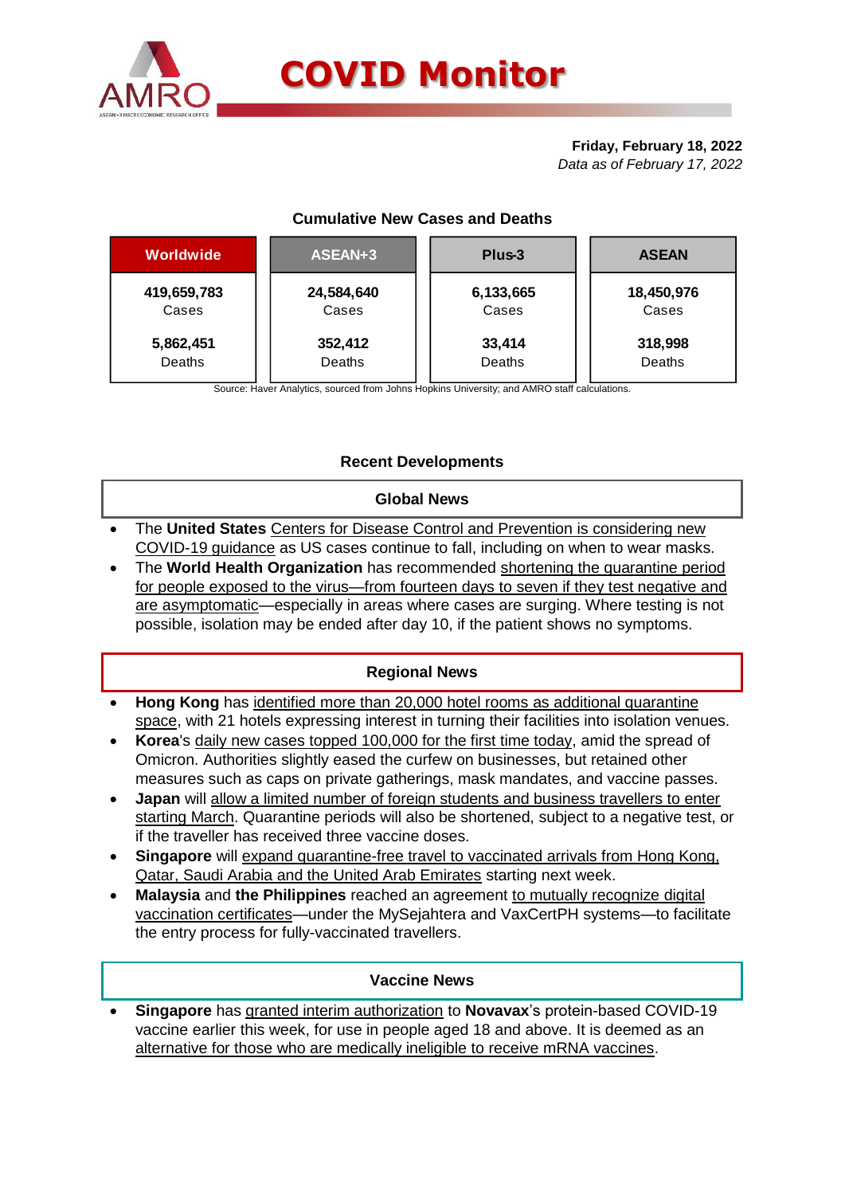# COVID Monitor

**Friday, February 18, 2022**
*Data as of February 17, 2022*

### Cumulative New Cases and Deaths

| Worldwide | ASEAN+3 | Plus-3 | ASEAN |
|---|---|---|---|
| **419,659,783** Cases | **24,584,640** Cases | **6,133,665** Cases | **18,450,976** Cases |
| **5,862,451** Deaths | **352,412** Deaths | **33,414** Deaths | **318,998** Deaths |

Source: Haver Analytics, sourced from Johns Hopkins University; and AMRO staff calculations.

## Recent Developments

### Global News

- The **United States** Centers for Disease Control and Prevention is considering new COVID-19 guidance as US cases continue to fall, including on when to wear masks.
- The **World Health Organization** has recommended shortening the quarantine period for people exposed to the virus—from fourteen days to seven if they test negative and are asymptomatic—especially in areas where cases are surging. Where testing is not possible, isolation may be ended after day 10, if the patient shows no symptoms.

### Regional News

- **Hong Kong** has identified more than 20,000 hotel rooms as additional quarantine space, with 21 hotels expressing interest in turning their facilities into isolation venues.
- **Korea**'s daily new cases topped 100,000 for the first time today, amid the spread of Omicron. Authorities slightly eased the curfew on businesses, but retained other measures such as caps on private gatherings, mask mandates, and vaccine passes.
- **Japan** will allow a limited number of foreign students and business travellers to enter starting March. Quarantine periods will also be shortened, subject to a negative test, or if the traveller has received three vaccine doses.
- **Singapore** will expand quarantine-free travel to vaccinated arrivals from Hong Kong, Qatar, Saudi Arabia and the United Arab Emirates starting next week.
- **Malaysia** and **the Philippines** reached an agreement to mutually recognize digital vaccination certificates—under the MySejahtera and VaxCertPH systems—to facilitate the entry process for fully-vaccinated travellers.

### Vaccine News

- **Singapore** has granted interim authorization to **Novavax**'s protein-based COVID-19 vaccine earlier this week, for use in people aged 18 and above. It is deemed as an alternative for those who are medically ineligible to receive mRNA vaccines.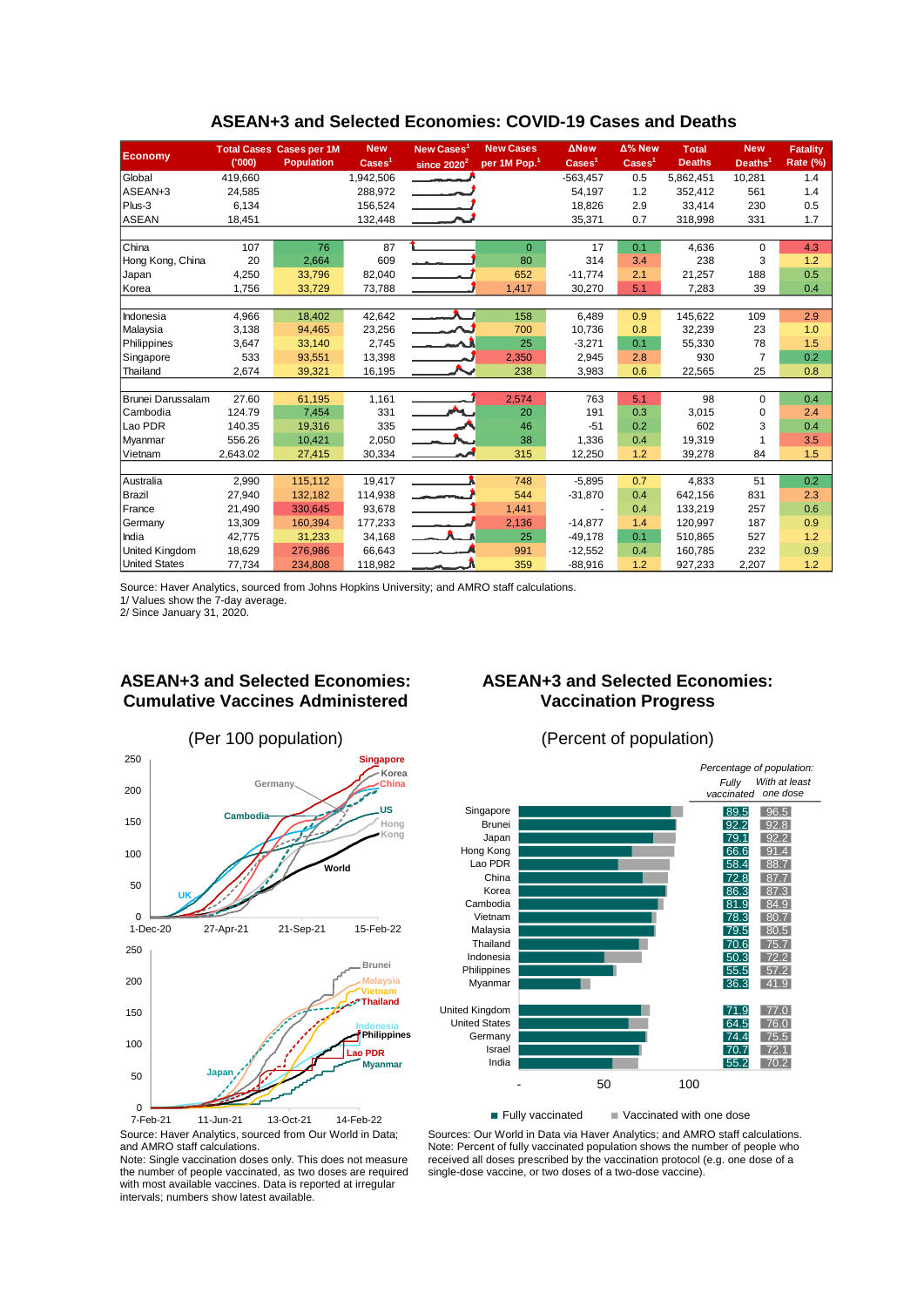## ASEAN+3 and Selected Economies: COVID-19 Cases and Deaths

| Economy | Total Cases ('000) | Cases per 1M Population | New Cases[1] | New Cases[1] since 2020[2] | New Cases per 1M Pop.[1] | ΔNew Cases[1] | Δ% New Cases[1] | Total Deaths | New Deaths[1] | Fatality Rate (%) |
|---|---|---|---|---|---|---|---|---|---|---|
| Global | 419,660 | | 1,942,506 | | | -563,457 | 0.5 | 5,862,451 | 10,281 | 1.4 |
| ASEAN+3 | 24,585 | | 288,972 | | | 54,197 | 1.2 | 352,412 | 561 | 1.4 |
| Plus-3 | 6,134 | | 156,524 | | | 18,826 | 2.9 | 33,414 | 230 | 0.5 |
| ASEAN | 18,451 | | 132,448 | | | 35,371 | 0.7 | 318,998 | 331 | 1.7 |
| | | | | | | | | | | |
| China | 107 | 76 | 87 | | 0 | 17 | 0.1 | 4,636 | 0 | 4.3 |
| Hong Kong, China | 20 | 2,664 | 609 | | 80 | 314 | 3.4 | 238 | 3 | 1.2 |
| Japan | 4,250 | 33,796 | 82,040 | | 652 | -11,774 | 2.1 | 21,257 | 188 | 0.5 |
| Korea | 1,756 | 33,729 | 73,788 | | 1,417 | 30,270 | 5.1 | 7,283 | 39 | 0.4 |
| | | | | | | | | | | |
| Indonesia | 4,966 | 18,402 | 42,642 | | 158 | 6,489 | 0.9 | 145,622 | 109 | 2.9 |
| Malaysia | 3,138 | 94,465 | 23,256 | | 700 | 10,736 | 0.8 | 32,239 | 23 | 1.0 |
| Philippines | 3,647 | 33,140 | 2,745 | | 25 | -3,271 | 0.1 | 55,330 | 78 | 1.5 |
| Singapore | 533 | 93,551 | 13,398 | | 2,350 | 2,945 | 2.8 | 930 | 7 | 0.2 |
| Thailand | 2,674 | 39,321 | 16,195 | | 238 | 3,983 | 0.6 | 22,565 | 25 | 0.8 |
| | | | | | | | | | | |
| Brunei Darussalam | 27.60 | 61,195 | 1,161 | | 2,574 | 763 | 5.1 | 98 | 0 | 0.4 |
| Cambodia | 124.79 | 7,454 | 331 | | 20 | 191 | 0.3 | 3,015 | 0 | 2.4 |
| Lao PDR | 140.35 | 19,316 | 335 | | 46 | -51 | 0.2 | 602 | 3 | 0.4 |
| Myanmar | 556.26 | 10,421 | 2,050 | | 38 | 1,336 | 0.4 | 19,319 | 1 | 3.5 |
| Vietnam | 2,643.02 | 27,415 | 30,334 | | 315 | 12,250 | 1.2 | 39,278 | 84 | 1.5 |
| | | | | | | | | | | |
| Australia | 2,990 | 115,112 | 19,417 | | 748 | -5,895 | 0.7 | 4,833 | 51 | 0.2 |
| Brazil | 27,940 | 132,182 | 114,938 | | 544 | -31,870 | 0.4 | 642,156 | 831 | 2.3 |
| France | 21,490 | 330,645 | 93,678 | | 1,441 | - | 0.4 | 133,219 | 257 | 0.6 |
| Germany | 13,309 | 160,394 | 177,233 | | 2,136 | -14,877 | 1.4 | 120,997 | 187 | 0.9 |
| India | 42,775 | 31,233 | 34,168 | | 25 | -49,178 | 0.1 | 510,865 | 527 | 1.2 |
| United Kingdom | 18,629 | 276,986 | 66,643 | | 991 | -12,552 | 0.4 | 160,785 | 232 | 0.9 |
| United States | 77,734 | 234,808 | 118,982 | | 359 | -88,916 | 1.2 | 927,233 | 2,207 | 1.2 |

Source: Haver Analytics, sourced from Johns Hopkins University; and AMRO staff calculations.
1/ Values show the 7-day average.
2/ Since January 31, 2020.

## ASEAN+3 and Selected Economies: Cumulative Vaccines Administered

(Per 100 population)

Source: Haver Analytics, sourced from Our World in Data; and AMRO staff calculations.
Note: Single vaccination doses only. This does not measure the number of people vaccinated, as two doses are required with most available vaccines. Data is reported at irregular intervals; numbers show latest available.

## ASEAN+3 and Selected Economies: Vaccination Progress

(Percent of population)

| Economy | Fully vaccinated | With at least one dose |
|---|---|---|
| Singapore | 89.5 | 96.5 |
| Brunei | 92.2 | 92.8 |
| Japan | 79.1 | 92.2 |
| Hong Kong | 66.6 | 91.4 |
| Lao PDR | 58.4 | 88.7 |
| China | 72.8 | 87.7 |
| Korea | 86.3 | 87.3 |
| Cambodia | 81.9 | 84.9 |
| Vietnam | 78.3 | 80.7 |
| Malaysia | 79.5 | 80.5 |
| Thailand | 70.6 | 75.7 |
| Indonesia | 50.3 | 72.2 |
| Philippines | 55.5 | 57.2 |
| Myanmar | 36.3 | 41.9 |
| United Kingdom | 71.9 | 77.0 |
| United States | 64.5 | 76.0 |
| Germany | 74.4 | 75.5 |
| Israel | 70.7 | 72.1 |
| India | 55.2 | 70.2 |

Sources: Our World in Data via Haver Analytics; and AMRO staff calculations.
Note: Percent of fully vaccinated population shows the number of people who received all doses prescribed by the vaccination protocol (e.g. one dose of a single-dose vaccine, or two doses of a two-dose vaccine).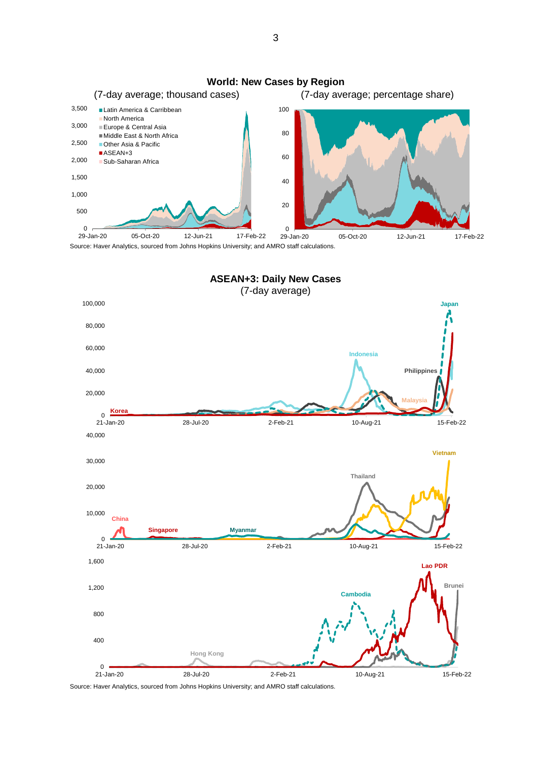**World: New Cases by Region**

(7-day average; thousand cases) (7-day average; percentage share)

Source: Haver Analytics, sourced from Johns Hopkins University; and AMRO staff calculations.

**ASEAN+3: Daily New Cases**

(7-day average)

Source: Haver Analytics, sourced from Johns Hopkins University; and AMRO staff calculations.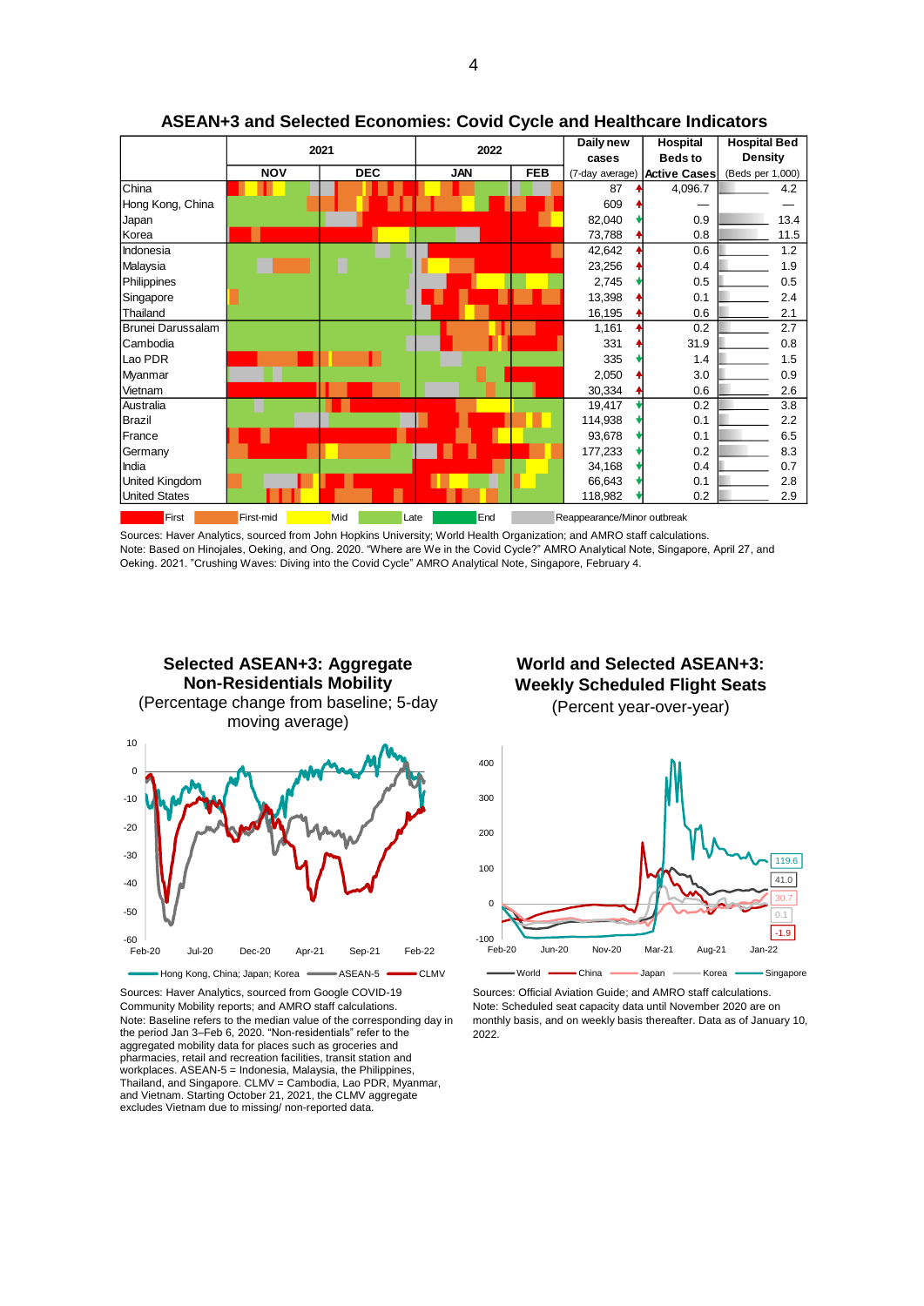## ASEAN+3 and Selected Economies: Covid Cycle and Healthcare Indicators

| | 2021 NOV | 2021 DEC | 2022 JAN | 2022 FEB | Daily new cases (7-day average) | Hospital Beds to Active Cases | Hospital Bed Density (Beds per 1,000) |
|---|---|---|---|---|---|---|---|
| China | | | | | 87 ▲ | 4,096.7 | 4.2 |
| Hong Kong, China | | | | | 609 ▲ | — | — |
| Japan | | | | | 82,040 ▼ | 0.9 | 13.4 |
| Korea | | | | | 73,788 ▲ | 0.8 | 11.5 |
| Indonesia | | | | | 42,642 ▲ | 0.6 | 1.2 |
| Malaysia | | | | | 23,256 ▲ | 0.4 | 1.9 |
| Philippines | | | | | 2,745 ▼ | 0.5 | 0.5 |
| Singapore | | | | | 13,398 ▲ | 0.1 | 2.4 |
| Thailand | | | | | 16,195 ▲ | 0.6 | 2.1 |
| Brunei Darussalam | | | | | 1,161 ▲ | 0.2 | 2.7 |
| Cambodia | | | | | 331 ▲ | 31.9 | 0.8 |
| Lao PDR | | | | | 335 ▼ | 1.4 | 1.5 |
| Myanmar | | | | | 2,050 ▲ | 3.0 | 0.9 |
| Vietnam | | | | | 30,334 ▲ | 0.6 | 2.6 |
| Australia | | | | | 19,417 ▼ | 0.2 | 3.8 |
| Brazil | | | | | 114,938 ▼ | 0.1 | 2.2 |
| France | | | | | 93,678 ▼ | 0.1 | 6.5 |
| Germany | | | | | 177,233 ▼ | 0.2 | 8.3 |
| India | | | | | 34,168 ▼ | 0.4 | 0.7 |
| United Kingdom | | | | | 66,643 ▼ | 0.1 | 2.8 |
| United States | | | | | 118,982 ▼ | 0.2 | 2.9 |

First | First-mid | Mid | Late | End | Reappearance/Minor outbreak

Sources: Haver Analytics, sourced from John Hopkins University; World Health Organization; and AMRO staff calculations.
Note: Based on Hinojales, Oeking, and Ong. 2020. "Where are We in the Covid Cycle?" AMRO Analytical Note, Singapore, April 27, and Oeking. 2021. "Crushing Waves: Diving into the Covid Cycle" AMRO Analytical Note, Singapore, February 4.

### Selected ASEAN+3: Aggregate Non-Residentials Mobility
(Percentage change from baseline; 5-day moving average)

10
0
-10
-20
-30
-40
-50
-60
Feb-20 Jul-20 Dec-20 Apr-21 Sep-21 Feb-22

Hong Kong, China; Japan; Korea — ASEAN-5 — CLMV

Sources: Haver Analytics, sourced from Google COVID-19 Community Mobility reports; and AMRO staff calculations.
Note: Baseline refers to the median value of the corresponding day in the period Jan 3–Feb 6, 2020. "Non-residentials" refer to the aggregated mobility data for places such as groceries and pharmacies, retail and recreation facilities, transit station and workplaces. ASEAN-5 = Indonesia, Malaysia, the Philippines, Thailand, and Singapore. CLMV = Cambodia, Lao PDR, Myanmar, and Vietnam. Starting October 21, 2021, the CLMV aggregate excludes Vietnam due to missing/ non-reported data.

### World and Selected ASEAN+3: Weekly Scheduled Flight Seats
(Percent year-over-year)

400
300
200
100
0
-100
Feb-20 Jun-20 Nov-20 Mar-21 Aug-21 Jan-22

119.6
41.0
30.7
0.1
-1.9

World — China — Japan — Korea — Singapore

Sources: Official Aviation Guide; and AMRO staff calculations.
Note: Scheduled seat capacity data until November 2020 are on monthly basis, and on weekly basis thereafter. Data as of January 10, 2022.